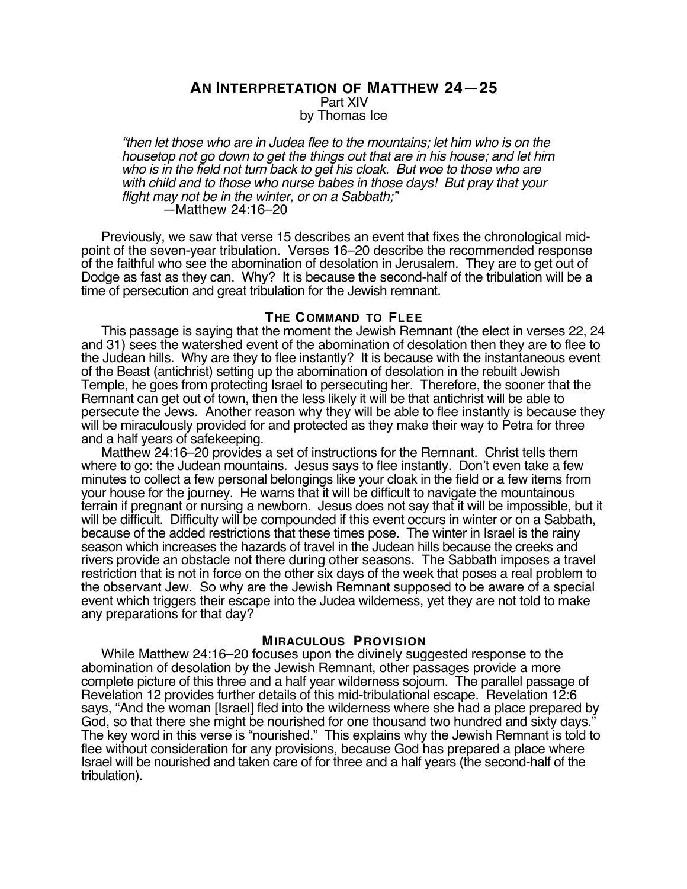# AN INTERPRETATION OF MATTHEW 24—25

Part XIV

by Thomas Ice

> *"then let those who are in Judea flee to the mountains; let him who is on the housetop not go down to get the things out that are in his house; and let him who is in the field not turn back to get his cloak. But woe to those who are with child and to those who nurse babes in those days! But pray that your flight may not be in the winter, or on a Sabbath;"*
>
> —Matthew 24:16–20

Previously, we saw that verse 15 describes an event that fixes the chronological mid-point of the seven-year tribulation. Verses 16–20 describe the recommended response of the faithful who see the abomination of desolation in Jerusalem. They are to get out of Dodge as fast as they can. Why? It is because the second-half of the tribulation will be a time of persecution and great tribulation for the Jewish remnant.

## THE COMMAND TO FLEE

This passage is saying that the moment the Jewish Remnant (the elect in verses 22, 24 and 31) sees the watershed event of the abomination of desolation then they are to flee to the Judean hills. Why are they to flee instantly? It is because with the instantaneous event of the Beast (antichrist) setting up the abomination of desolation in the rebuilt Jewish Temple, he goes from protecting Israel to persecuting her. Therefore, the sooner that the Remnant can get out of town, then the less likely it will be that antichrist will be able to persecute the Jews. Another reason why they will be able to flee instantly is because they will be miraculously provided for and protected as they make their way to Petra for three and a half years of safekeeping.

Matthew 24:16–20 provides a set of instructions for the Remnant. Christ tells them where to go: the Judean mountains. Jesus says to flee instantly. Don't even take a few minutes to collect a few personal belongings like your cloak in the field or a few items from your house for the journey. He warns that it will be difficult to navigate the mountainous terrain if pregnant or nursing a newborn. Jesus does not say that it will be impossible, but it will be difficult. Difficulty will be compounded if this event occurs in winter or on a Sabbath, because of the added restrictions that these times pose. The winter in Israel is the rainy season which increases the hazards of travel in the Judean hills because the creeks and rivers provide an obstacle not there during other seasons. The Sabbath imposes a travel restriction that is not in force on the other six days of the week that poses a real problem to the observant Jew. So why are the Jewish Remnant supposed to be aware of a special event which triggers their escape into the Judea wilderness, yet they are not told to make any preparations for that day?

## MIRACULOUS PROVISION

While Matthew 24:16–20 focuses upon the divinely suggested response to the abomination of desolation by the Jewish Remnant, other passages provide a more complete picture of this three and a half year wilderness sojourn. The parallel passage of Revelation 12 provides further details of this mid-tribulational escape. Revelation 12:6 says, "And the woman [Israel] fled into the wilderness where she had a place prepared by God, so that there she might be nourished for one thousand two hundred and sixty days." The key word in this verse is "nourished." This explains why the Jewish Remnant is told to flee without consideration for any provisions, because God has prepared a place where Israel will be nourished and taken care of for three and a half years (the second-half of the tribulation).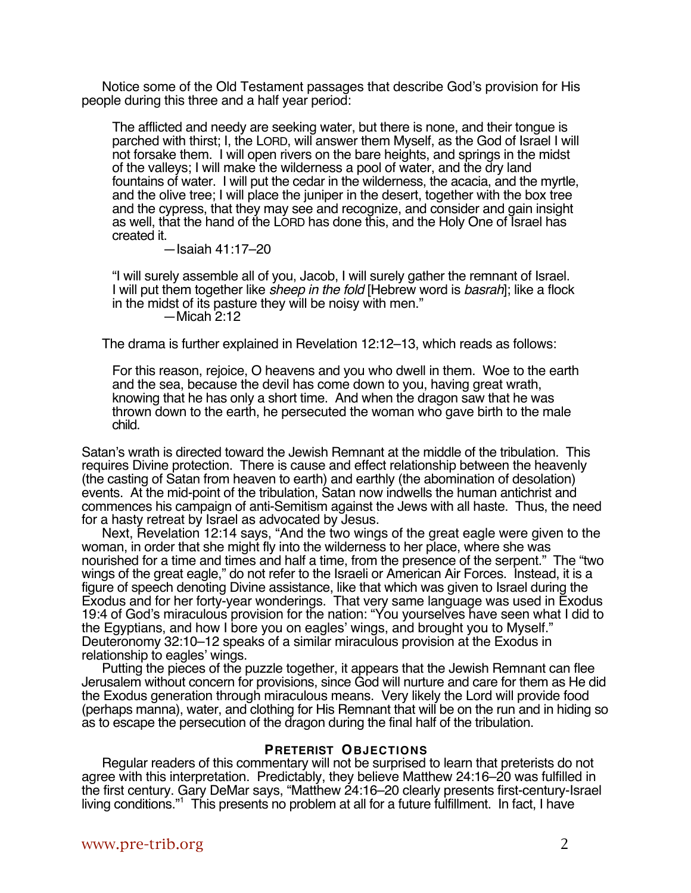Notice some of the Old Testament passages that describe God's provision for His people during this three and a half year period:

> The afflicted and needy are seeking water, but there is none, and their tongue is parched with thirst; I, the LORD, will answer them Myself, as the God of Israel I will not forsake them. I will open rivers on the bare heights, and springs in the midst of the valleys; I will make the wilderness a pool of water, and the dry land fountains of water. I will put the cedar in the wilderness, the acacia, and the myrtle, and the olive tree; I will place the juniper in the desert, together with the box tree and the cypress, that they may see and recognize, and consider and gain insight as well, that the hand of the LORD has done this, and the Holy One of Israel has created it.
>
> —Isaiah 41:17–20

> "I will surely assemble all of you, Jacob, I will surely gather the remnant of Israel. I will put them together like *sheep in the fold* [Hebrew word is *basrah*]; like a flock in the midst of its pasture they will be noisy with men."
>
> —Micah 2:12

The drama is further explained in Revelation 12:12–13, which reads as follows:

> For this reason, rejoice, O heavens and you who dwell in them. Woe to the earth and the sea, because the devil has come down to you, having great wrath, knowing that he has only a short time. And when the dragon saw that he was thrown down to the earth, he persecuted the woman who gave birth to the male child.

Satan's wrath is directed toward the Jewish Remnant at the middle of the tribulation. This requires Divine protection. There is cause and effect relationship between the heavenly (the casting of Satan from heaven to earth) and earthly (the abomination of desolation) events. At the mid-point of the tribulation, Satan now indwells the human antichrist and commences his campaign of anti-Semitism against the Jews with all haste. Thus, the need for a hasty retreat by Israel as advocated by Jesus.

Next, Revelation 12:14 says, "And the two wings of the great eagle were given to the woman, in order that she might fly into the wilderness to her place, where she was nourished for a time and times and half a time, from the presence of the serpent." The "two wings of the great eagle," do not refer to the Israeli or American Air Forces. Instead, it is a figure of speech denoting Divine assistance, like that which was given to Israel during the Exodus and for her forty-year wonderings. That very same language was used in Exodus 19:4 of God's miraculous provision for the nation: "You yourselves have seen what I did to the Egyptians, and how I bore you on eagles' wings, and brought you to Myself." Deuteronomy 32:10–12 speaks of a similar miraculous provision at the Exodus in relationship to eagles' wings.

Putting the pieces of the puzzle together, it appears that the Jewish Remnant can flee Jerusalem without concern for provisions, since God will nurture and care for them as He did the Exodus generation through miraculous means. Very likely the Lord will provide food (perhaps manna), water, and clothing for His Remnant that will be on the run and in hiding so as to escape the persecution of the dragon during the final half of the tribulation.

## PRETERIST OBJECTIONS

Regular readers of this commentary will not be surprised to learn that preterists do not agree with this interpretation. Predictably, they believe Matthew 24:16–20 was fulfilled in the first century. Gary DeMar says, "Matthew 24:16–20 clearly presents first-century-Israel living conditions."[1] This presents no problem at all for a future fulfillment. In fact, I have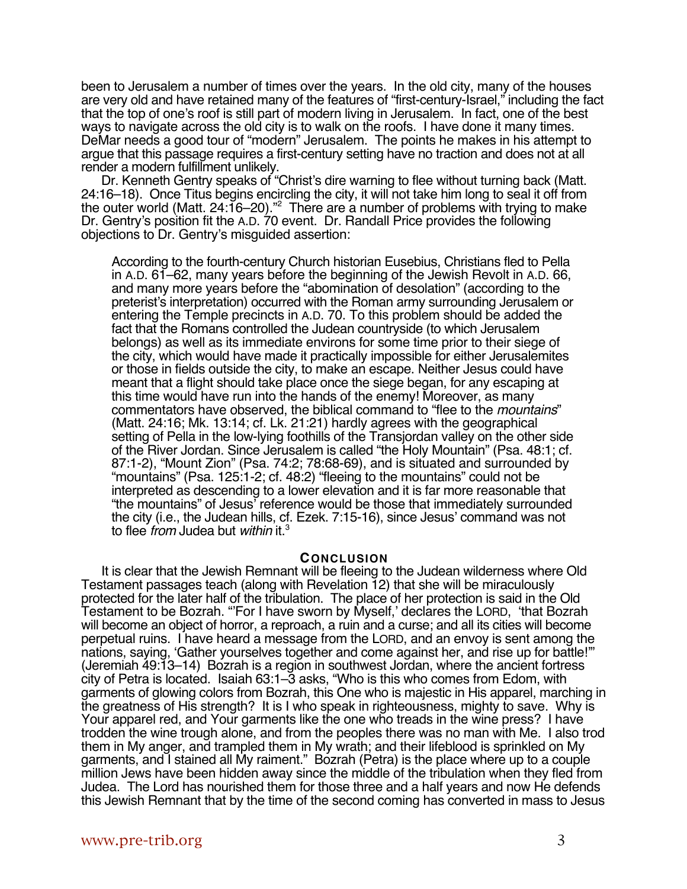been to Jerusalem a number of times over the years. In the old city, many of the houses are very old and have retained many of the features of "first-century-Israel," including the fact that the top of one's roof is still part of modern living in Jerusalem. In fact, one of the best ways to navigate across the old city is to walk on the roofs. I have done it many times. DeMar needs a good tour of "modern" Jerusalem. The points he makes in his attempt to argue that this passage requires a first-century setting have no traction and does not at all render a modern fulfillment unlikely.

Dr. Kenneth Gentry speaks of "Christ's dire warning to flee without turning back (Matt. 24:16–18). Once Titus begins encircling the city, it will not take him long to seal it off from the outer world (Matt. 24:16–20)."[2] There are a number of problems with trying to make Dr. Gentry's position fit the A.D. 70 event. Dr. Randall Price provides the following objections to Dr. Gentry's misguided assertion:

> According to the fourth-century Church historian Eusebius, Christians fled to Pella in A.D. 61–62, many years before the beginning of the Jewish Revolt in A.D. 66, and many more years before the "abomination of desolation" (according to the preterist's interpretation) occurred with the Roman army surrounding Jerusalem or entering the Temple precincts in A.D. 70. To this problem should be added the fact that the Romans controlled the Judean countryside (to which Jerusalem belongs) as well as its immediate environs for some time prior to their siege of the city, which would have made it practically impossible for either Jerusalemites or those in fields outside the city, to make an escape. Neither Jesus could have meant that a flight should take place once the siege began, for any escaping at this time would have run into the hands of the enemy! Moreover, as many commentators have observed, the biblical command to "flee to the *mountains*" (Matt. 24:16; Mk. 13:14; cf. Lk. 21:21) hardly agrees with the geographical setting of Pella in the low-lying foothills of the Transjordan valley on the other side of the River Jordan. Since Jerusalem is called "the Holy Mountain" (Psa. 48:1; cf. 87:1-2), "Mount Zion" (Psa. 74:2; 78:68-69), and is situated and surrounded by "mountains" (Psa. 125:1-2; cf. 48:2) "fleeing to the mountains" could not be interpreted as descending to a lower elevation and it is far more reasonable that "the mountains" of Jesus' reference would be those that immediately surrounded the city (i.e., the Judean hills, cf. Ezek. 7:15-16), since Jesus' command was not to flee *from* Judea but *within* it.[3]

## CONCLUSION

It is clear that the Jewish Remnant will be fleeing to the Judean wilderness where Old Testament passages teach (along with Revelation 12) that she will be miraculously protected for the later half of the tribulation. The place of her protection is said in the Old Testament to be Bozrah. "'For I have sworn by Myself,' declares the LORD, 'that Bozrah will become an object of horror, a reproach, a ruin and a curse; and all its cities will become perpetual ruins. I have heard a message from the LORD, and an envoy is sent among the nations, saying, 'Gather yourselves together and come against her, and rise up for battle!'" (Jeremiah 49:13–14) Bozrah is a region in southwest Jordan, where the ancient fortress city of Petra is located. Isaiah 63:1–3 asks, "Who is this who comes from Edom, with garments of glowing colors from Bozrah, this One who is majestic in His apparel, marching in the greatness of His strength? It is I who speak in righteousness, mighty to save. Why is Your apparel red, and Your garments like the one who treads in the wine press? I have trodden the wine trough alone, and from the peoples there was no man with Me. I also trod them in My anger, and trampled them in My wrath; and their lifeblood is sprinkled on My garments, and I stained all My raiment." Bozrah (Petra) is the place where up to a couple million Jews have been hidden away since the middle of the tribulation when they fled from Judea. The Lord has nourished them for those three and a half years and now He defends this Jewish Remnant that by the time of the second coming has converted in mass to Jesus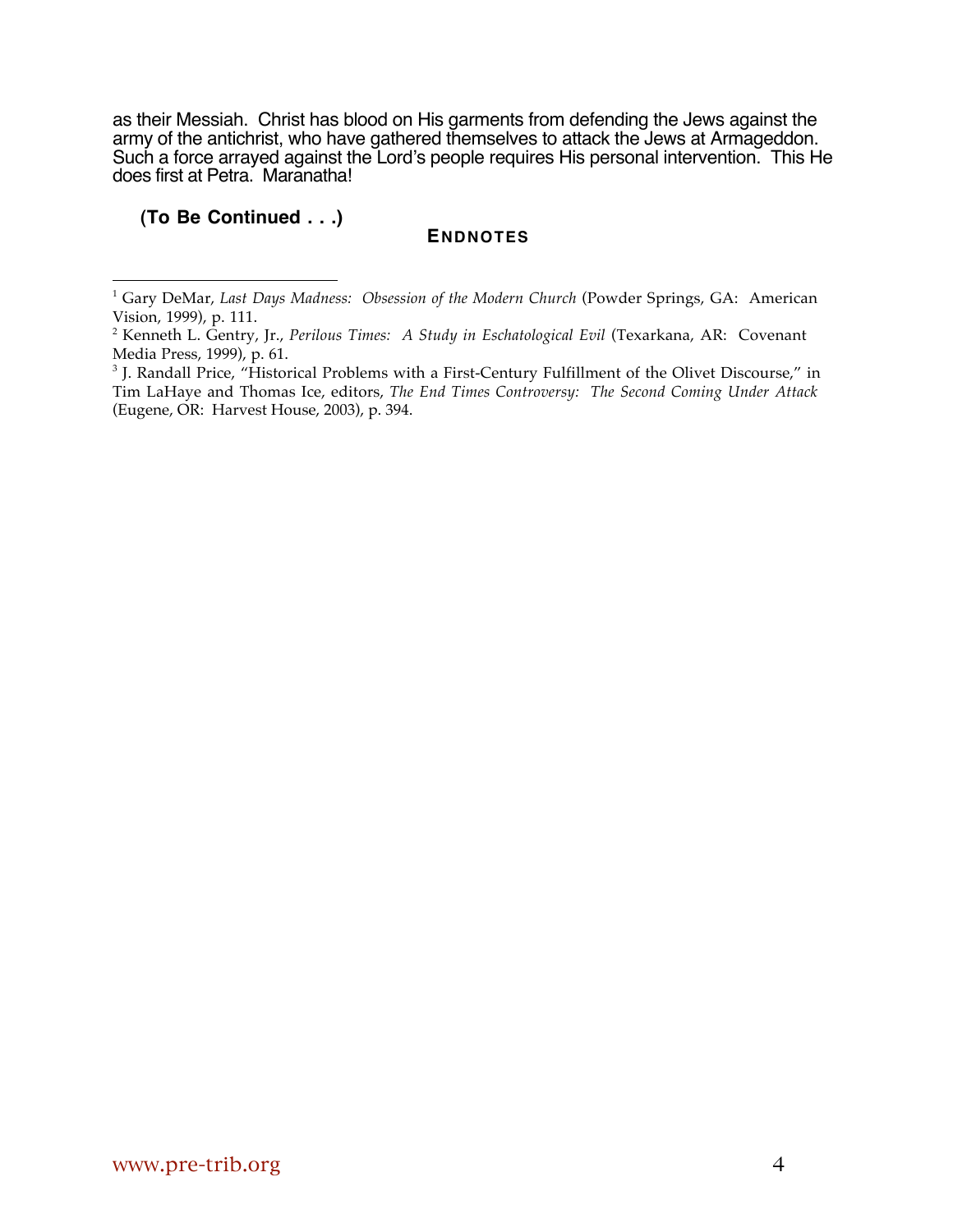as their Messiah. Christ has blood on His garments from defending the Jews against the army of the antichrist, who have gathered themselves to attack the Jews at Armageddon. Such a force arrayed against the Lord's people requires His personal intervention. This He does first at Petra. Maranatha!

**(To Be Continued . . .)**

## ENDNOTES

[1] Gary DeMar, *Last Days Madness: Obsession of the Modern Church* (Powder Springs, GA: American Vision, 1999), p. 111.

[2] Kenneth L. Gentry, Jr., *Perilous Times: A Study in Eschatological Evil* (Texarkana, AR: Covenant Media Press, 1999), p. 61.

[3] J. Randall Price, "Historical Problems with a First-Century Fulfillment of the Olivet Discourse," in Tim LaHaye and Thomas Ice, editors, *The End Times Controversy: The Second Coming Under Attack* (Eugene, OR: Harvest House, 2003), p. 394.